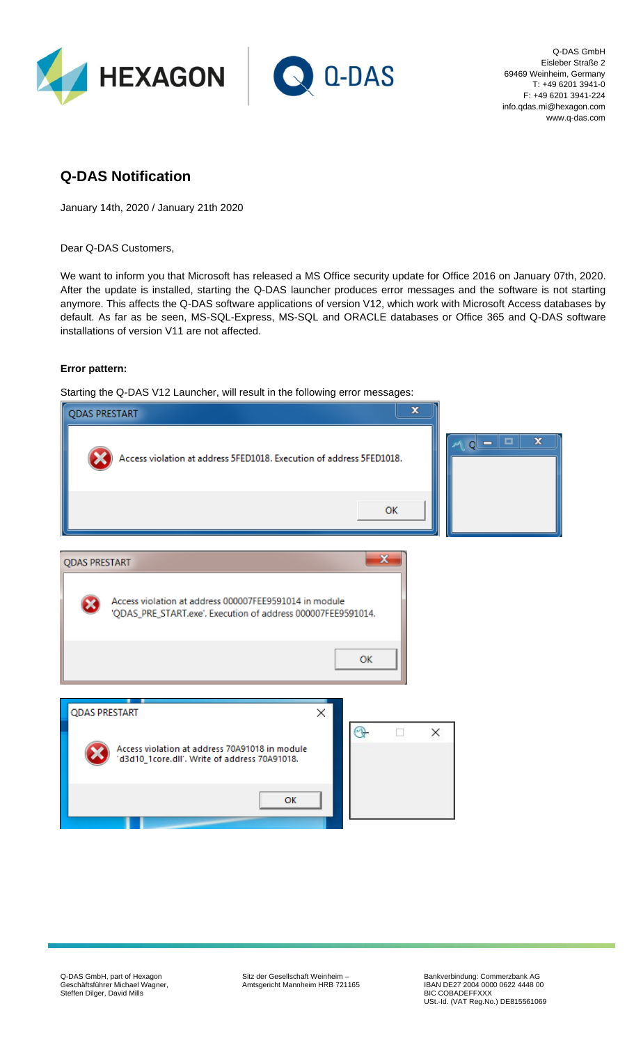Q-DAS GmbH
Eisleber Straße 2
69469 Weinheim, Germany
T: +49 6201 3941-0
F: +49 6201 3941-224
info.qdas.mi@hexagon.com
www.q-das.com

## Q-DAS Notification

January 14th, 2020 / January 21th 2020

Dear Q-DAS Customers,

We want to inform you that Microsoft has released a MS Office security update for Office 2016 on January 07th, 2020. After the update is installed, starting the Q-DAS launcher produces error messages and the software is not starting anymore. This affects the Q-DAS software applications of version V12, which work with Microsoft Access databases by default. As far as be seen, MS-SQL-Express, MS-SQL and ORACLE databases or Office 365 and Q-DAS software installations of version V11 are not affected.

**Error pattern:**

Starting the Q-DAS V12 Launcher, will result in the following error messages:

QDAS PRESTART

Access violation at address 5FED1018. Execution of address 5FED1018.

OK

QDAS PRESTART

Access violation at address 000007FEE9591014 in module 'QDAS_PRE_START.exe'. Execution of address 000007FEE9591014.

OK

QDAS PRESTART

Access violation at address 70A91018 in module 'd3d10_1core.dll'. Write of address 70A91018.

OK

Q-DAS GmbH, part of Hexagon
Geschäftsführer Michael Wagner, Steffen Dilger, David Mills

Sitz der Gesellschaft Weinheim – Amtsgericht Mannheim HRB 721165

Bankverbindung: Commerzbank AG
IBAN DE27 2004 0000 0622 4448 00
BIC COBADEFFXXX
USt.-Id. (VAT Reg.No.) DE815561069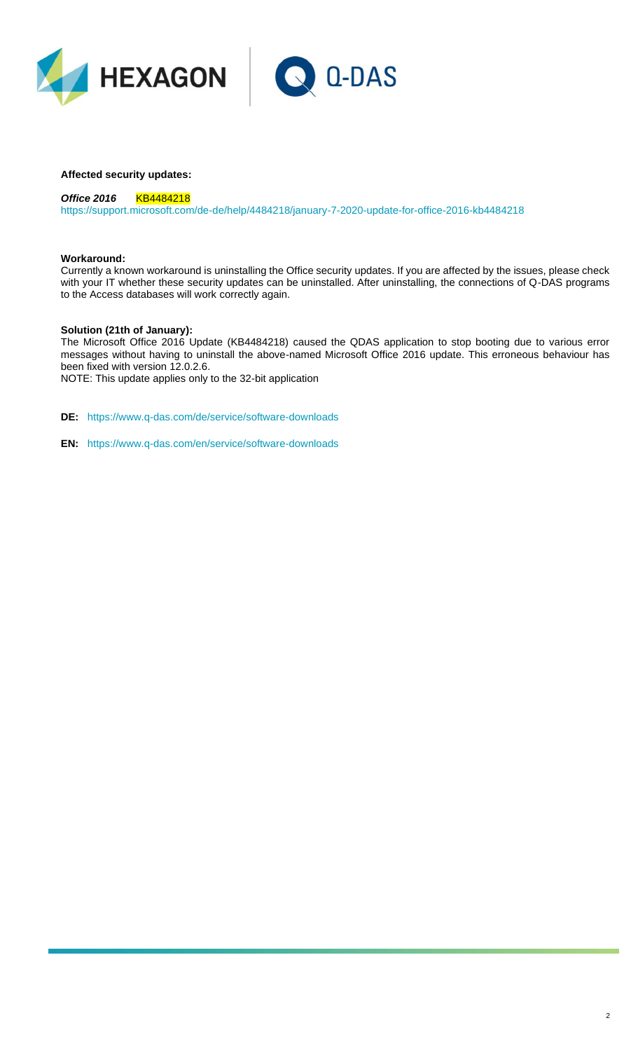**Affected security updates:**

***Office 2016*** KB4484218
https://support.microsoft.com/de-de/help/4484218/january-7-2020-update-for-office-2016-kb4484218

**Workaround:**
Currently a known workaround is uninstalling the Office security updates. If you are affected by the issues, please check with your IT whether these security updates can be uninstalled. After uninstalling, the connections of Q-DAS programs to the Access databases will work correctly again.

**Solution (21th of January):**
The Microsoft Office 2016 Update (KB4484218) caused the QDAS application to stop booting due to various error messages without having to uninstall the above-named Microsoft Office 2016 update. This erroneous behaviour has been fixed with version 12.0.2.6.
NOTE: This update applies only to the 32-bit application

**DE:** https://www.q-das.com/de/service/software-downloads

**EN:** https://www.q-das.com/en/service/software-downloads